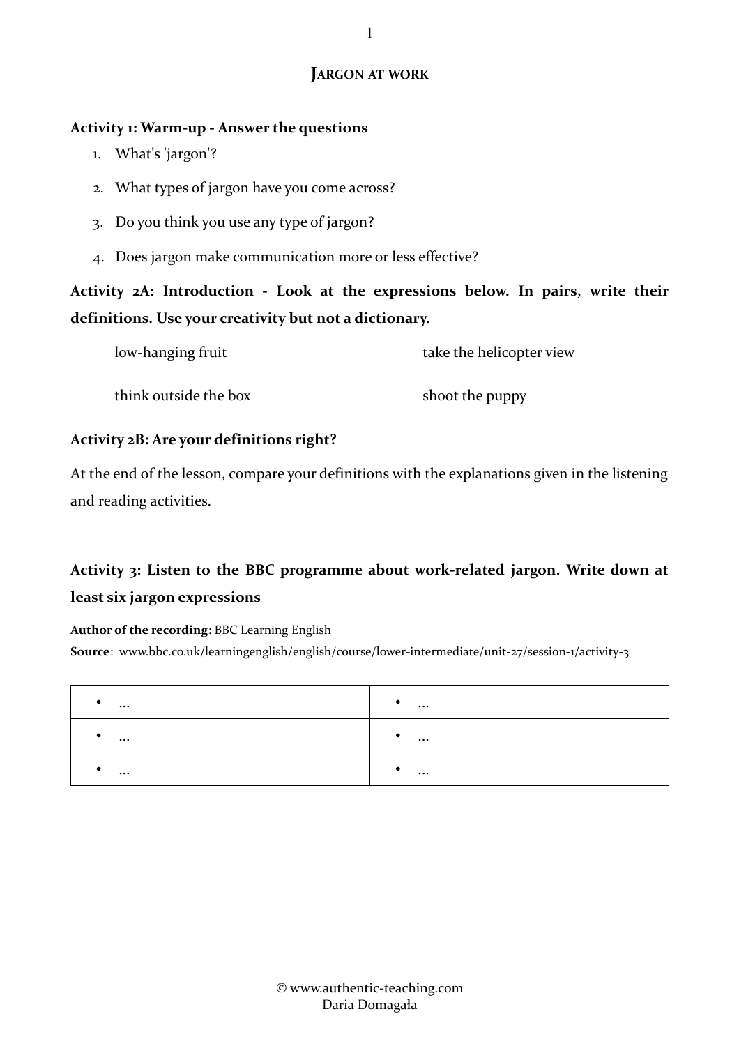# Jargon at work

**Activity 1: Warm-up - Answer the questions**

1. What's 'jargon'?
2. What types of jargon have you come across?
3. Do you think you use any type of jargon?
4. Does jargon make communication more or less effective?

**Activity 2A: Introduction - Look at the expressions below. In pairs, write their definitions. Use your creativity but not a dictionary.**

| | |
|---|---|
| low-hanging fruit | take the helicopter view |
| think outside the box | shoot the puppy |

**Activity 2B: Are your definitions right?**

At the end of the lesson, compare your definitions with the explanations given in the listening and reading activities.

**Activity 3: Listen to the BBC programme about work-related jargon. Write down at least six jargon expressions**

**Author of the recording**: BBC Learning English

**Source**: www.bbc.co.uk/learningenglish/english/course/lower-intermediate/unit-27/session-1/activity-3

| | |
|---|---|
| • ... | • ... |
| • ... | • ... |
| • ... | • ... |

© www.authentic-teaching.com
Daria Domagała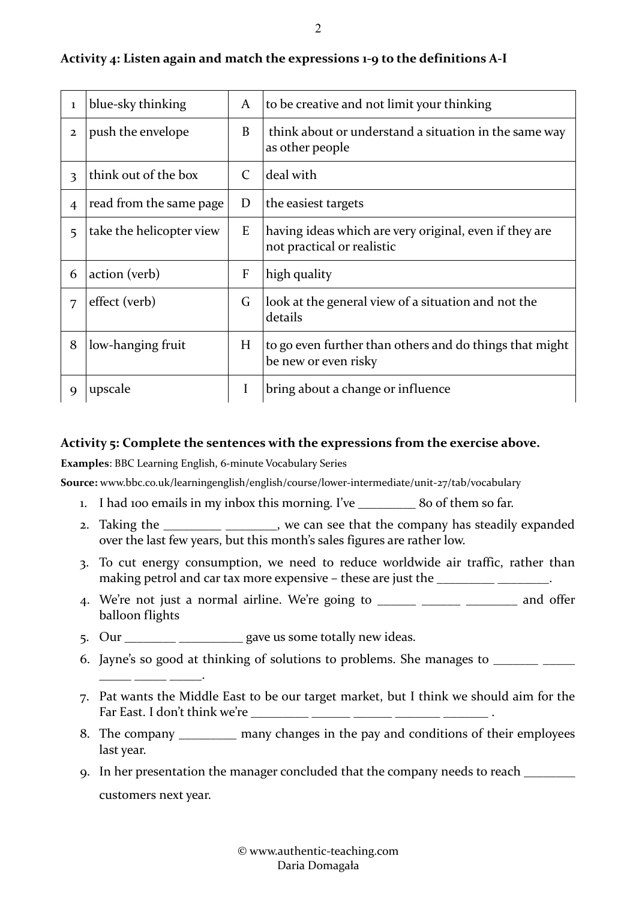**Activity 4: Listen again and match the expressions 1-9 to the definitions A-I**

| | | | |
|---|---|---|---|
| 1 | blue-sky thinking | A | to be creative and not limit your thinking |
| 2 | push the envelope | B | think about or understand a situation in the same way as other people |
| 3 | think out of the box | C | deal with |
| 4 | read from the same page | D | the easiest targets |
| 5 | take the helicopter view | E | having ideas which are very original, even if they are not practical or realistic |
| 6 | action (verb) | F | high quality |
| 7 | effect (verb) | G | look at the general view of a situation and not the details |
| 8 | low-hanging fruit | H | to go even further than others and do things that might be new or even risky |
| 9 | upscale | I | bring about a change or influence |

**Activity 5: Complete the sentences with the expressions from the exercise above.**

**Examples**: BBC Learning English, 6-minute Vocabulary Series

**Source:** www.bbc.co.uk/learningenglish/english/course/lower-intermediate/unit-27/tab/vocabulary

1. I had 100 emails in my inbox this morning. I've _________ 80 of them so far.
2. Taking the _________ ________, we can see that the company has steadily expanded over the last few years, but this month's sales figures are rather low.
3. To cut energy consumption, we need to reduce worldwide air traffic, rather than making petrol and car tax more expensive – these are just the _________ ________.
4. We're not just a normal airline. We're going to ______ ______ ________ and offer balloon flights
5. Our ________ __________ gave us some totally new ideas.
6. Jayne's so good at thinking of solutions to problems. She manages to _______ _____ _____ _____ _____.
7. Pat wants the Middle East to be our target market, but I think we should aim for the Far East. I don't think we're _________ ______ ______ _______ _______ .
8. The company _________ many changes in the pay and conditions of their employees last year.
9. In her presentation the manager concluded that the company needs to reach ________ customers next year.

© www.authentic-teaching.com
Daria Domagała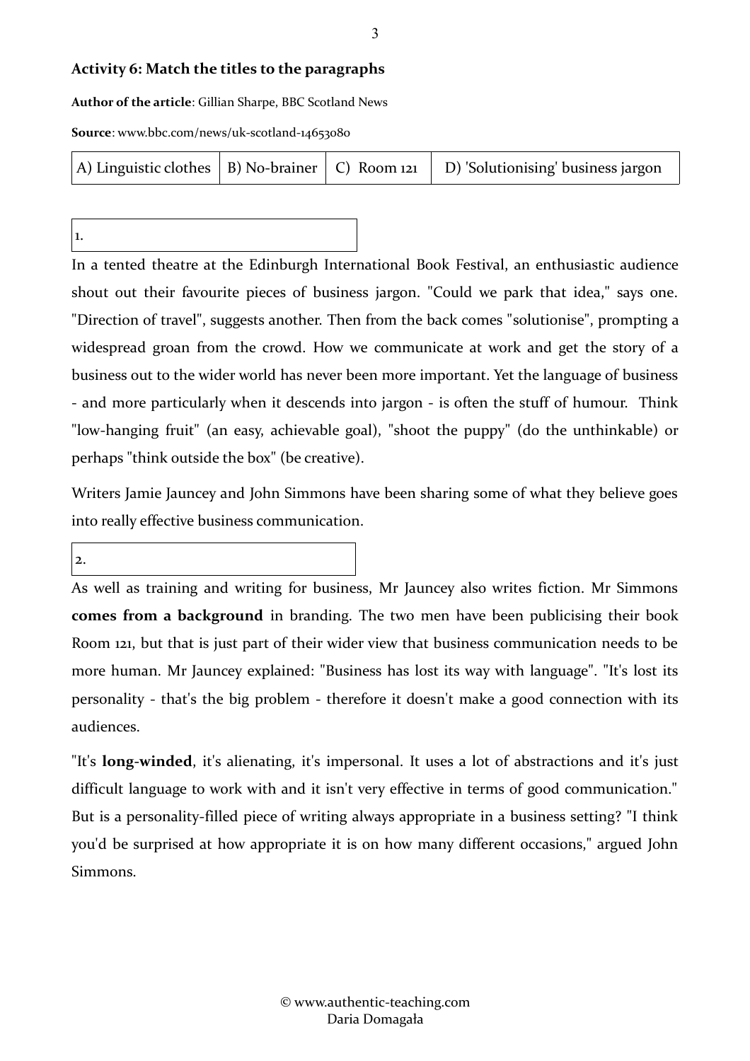### Activity 6: Match the titles to the paragraphs

**Author of the article**: Gillian Sharpe, BBC Scotland News

**Source**: www.bbc.com/news/uk-scotland-14653080

| | | | |
|---|---|---|---|
| A) Linguistic clothes | B) No-brainer | C) Room 121 | D) 'Solutionising' business jargon |

| |
|---|
| 1. |

In a tented theatre at the Edinburgh International Book Festival, an enthusiastic audience shout out their favourite pieces of business jargon. "Could we park that idea," says one. "Direction of travel", suggests another. Then from the back comes "solutionise", prompting a widespread groan from the crowd. How we communicate at work and get the story of a business out to the wider world has never been more important. Yet the language of business - and more particularly when it descends into jargon - is often the stuff of humour. Think "low-hanging fruit" (an easy, achievable goal), "shoot the puppy" (do the unthinkable) or perhaps "think outside the box" (be creative).

Writers Jamie Jauncey and John Simmons have been sharing some of what they believe goes into really effective business communication.

| |
|---|
| 2. |

As well as training and writing for business, Mr Jauncey also writes fiction. Mr Simmons **comes from a background** in branding. The two men have been publicising their book Room 121, but that is just part of their wider view that business communication needs to be more human. Mr Jauncey explained: "Business has lost its way with language". "It's lost its personality - that's the big problem - therefore it doesn't make a good connection with its audiences.

"It's **long-winded**, it's alienating, it's impersonal. It uses a lot of abstractions and it's just difficult language to work with and it isn't very effective in terms of good communication." But is a personality-filled piece of writing always appropriate in a business setting? "I think you'd be surprised at how appropriate it is on how many different occasions," argued John Simmons.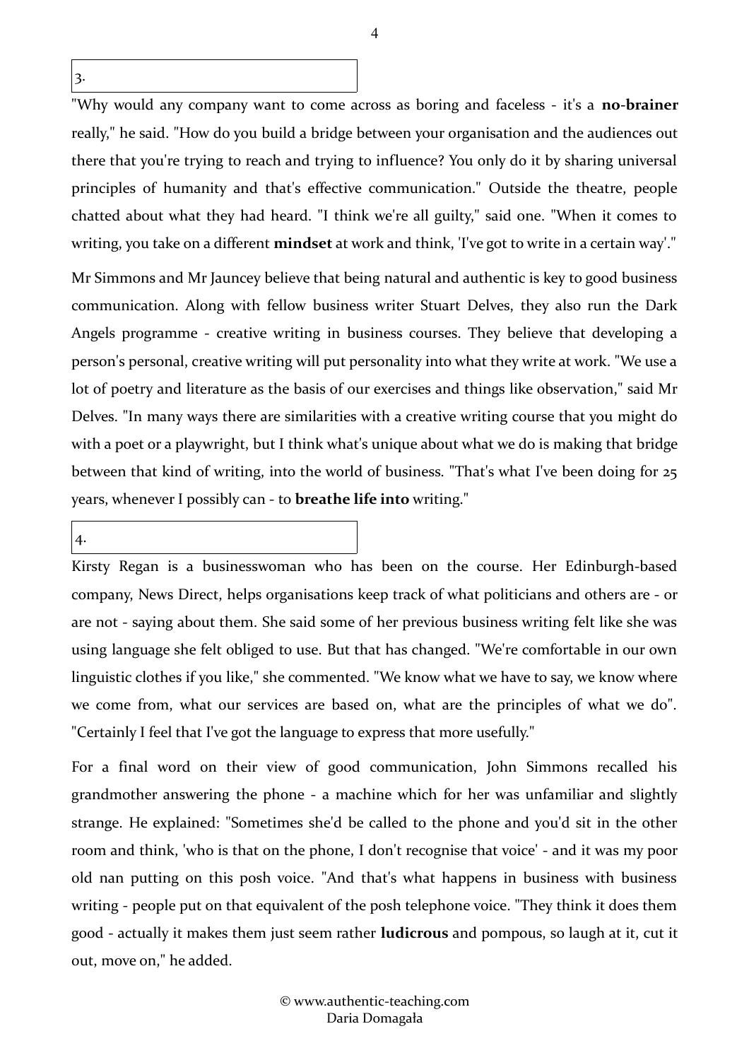3.

"Why would any company want to come across as boring and faceless - it's a **no-brainer** really," he said. "How do you build a bridge between your organisation and the audiences out there that you're trying to reach and trying to influence? You only do it by sharing universal principles of humanity and that's effective communication." Outside the theatre, people chatted about what they had heard. "I think we're all guilty," said one. "When it comes to writing, you take on a different **mindset** at work and think, 'I've got to write in a certain way'."

Mr Simmons and Mr Jauncey believe that being natural and authentic is key to good business communication. Along with fellow business writer Stuart Delves, they also run the Dark Angels programme - creative writing in business courses. They believe that developing a person's personal, creative writing will put personality into what they write at work. "We use a lot of poetry and literature as the basis of our exercises and things like observation," said Mr Delves. "In many ways there are similarities with a creative writing course that you might do with a poet or a playwright, but I think what's unique about what we do is making that bridge between that kind of writing, into the world of business. "That's what I've been doing for 25 years, whenever I possibly can - to **breathe life into** writing."

4.

Kirsty Regan is a businesswoman who has been on the course. Her Edinburgh-based company, News Direct, helps organisations keep track of what politicians and others are - or are not - saying about them. She said some of her previous business writing felt like she was using language she felt obliged to use. But that has changed. "We're comfortable in our own linguistic clothes if you like," she commented. "We know what we have to say, we know where we come from, what our services are based on, what are the principles of what we do". "Certainly I feel that I've got the language to express that more usefully."

For a final word on their view of good communication, John Simmons recalled his grandmother answering the phone - a machine which for her was unfamiliar and slightly strange. He explained: "Sometimes she'd be called to the phone and you'd sit in the other room and think, 'who is that on the phone, I don't recognise that voice' - and it was my poor old nan putting on this posh voice. "And that's what happens in business with business writing - people put on that equivalent of the posh telephone voice. "They think it does them good - actually it makes them just seem rather **ludicrous** and pompous, so laugh at it, cut it out, move on," he added.

© www.authentic-teaching.com
Daria Domagała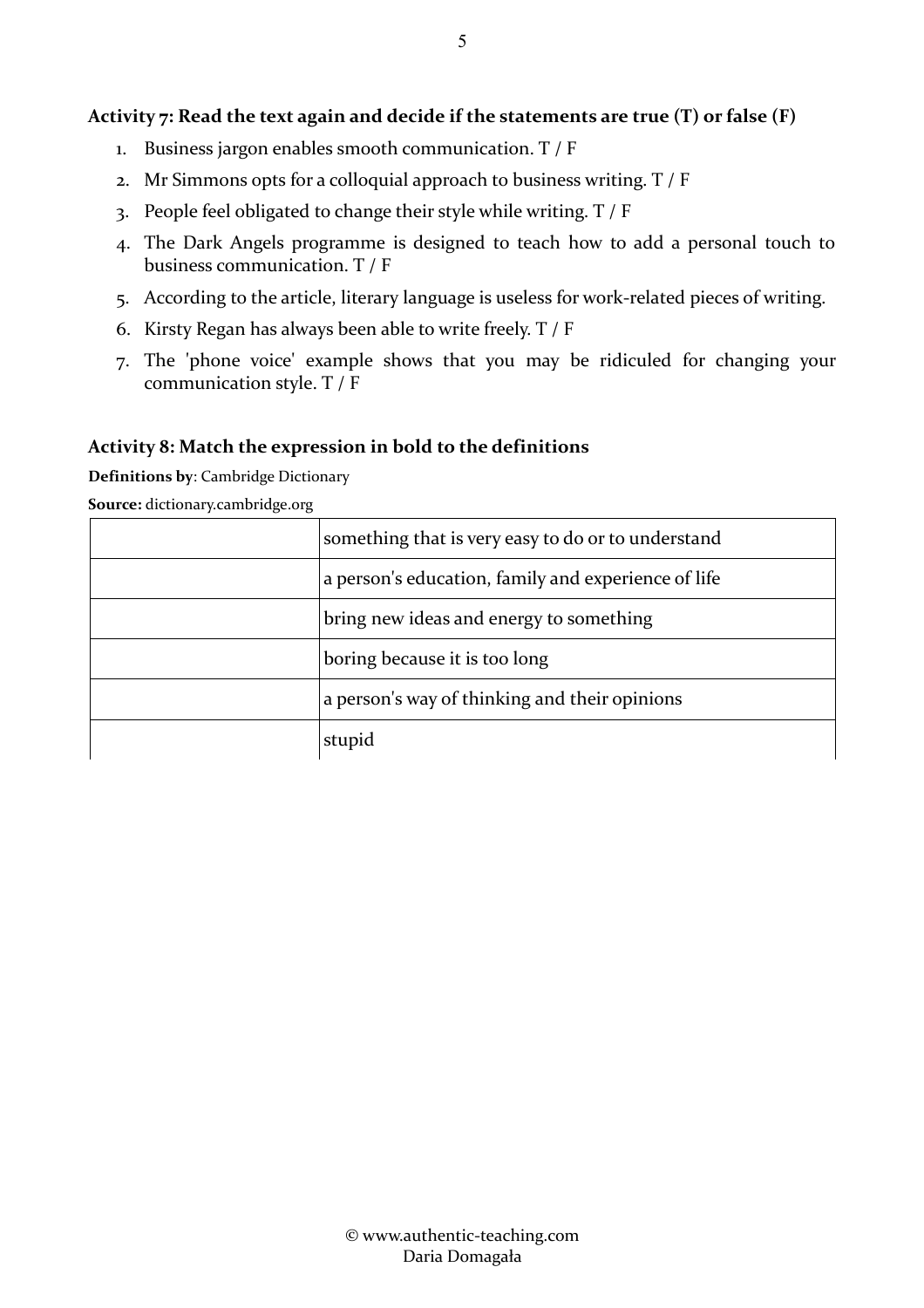### Activity 7: Read the text again and decide if the statements are true (T) or false (F)

1. Business jargon enables smooth communication. T / F
2. Mr Simmons opts for a colloquial approach to business writing. T / F
3. People feel obligated to change their style while writing. T / F
4. The Dark Angels programme is designed to teach how to add a personal touch to business communication. T / F
5. According to the article, literary language is useless for work-related pieces of writing.
6. Kirsty Regan has always been able to write freely. T / F
7. The 'phone voice' example shows that you may be ridiculed for changing your communication style. T / F

### Activity 8: Match the expression in bold to the definitions

**Definitions by**: Cambridge Dictionary

**Source:** dictionary.cambridge.org

| | |
|---|---|
| | something that is very easy to do or to understand |
| | a person's education, family and experience of life |
| | bring new ideas and energy to something |
| | boring because it is too long |
| | a person's way of thinking and their opinions |
| | stupid |

© www.authentic-teaching.com
Daria Domagała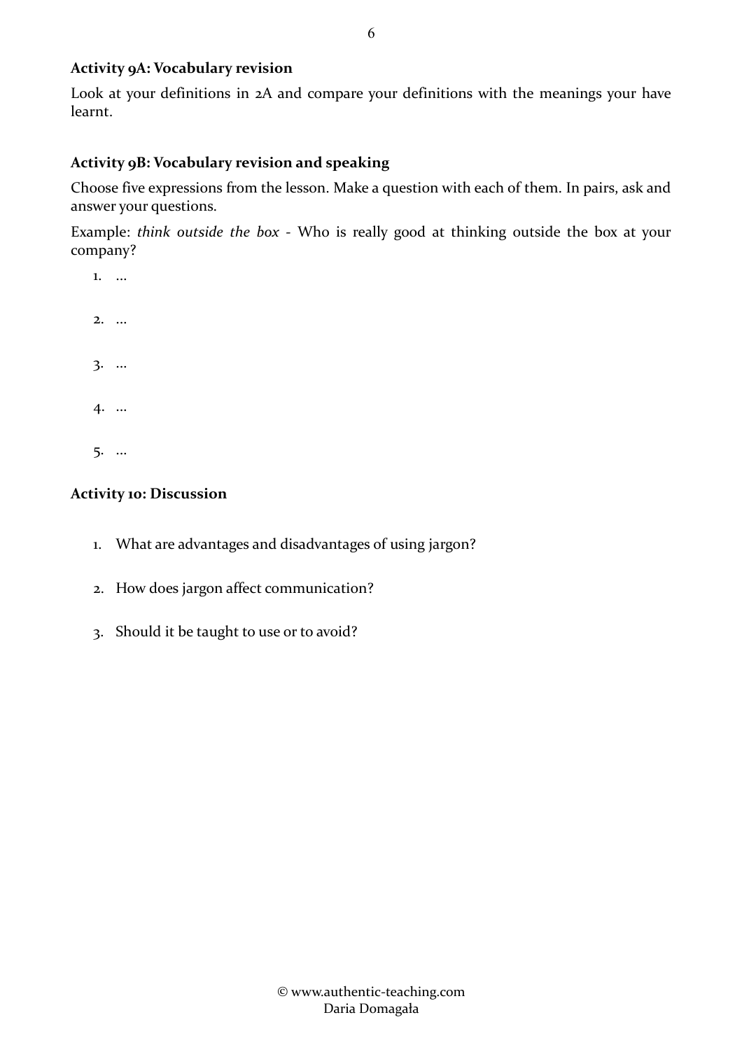### Activity 9A: Vocabulary revision

Look at your definitions in 2A and compare your definitions with the meanings your have learnt.

### Activity 9B: Vocabulary revision and speaking

Choose five expressions from the lesson. Make a question with each of them. In pairs, ask and answer your questions.

Example: *think outside the box* - Who is really good at thinking outside the box at your company?

1. ...
2. ...
3. ...
4. ...
5. ...

### Activity 10: Discussion

1. What are advantages and disadvantages of using jargon?
2. How does jargon affect communication?
3. Should it be taught to use or to avoid?

© www.authentic-teaching.com
Daria Domagała